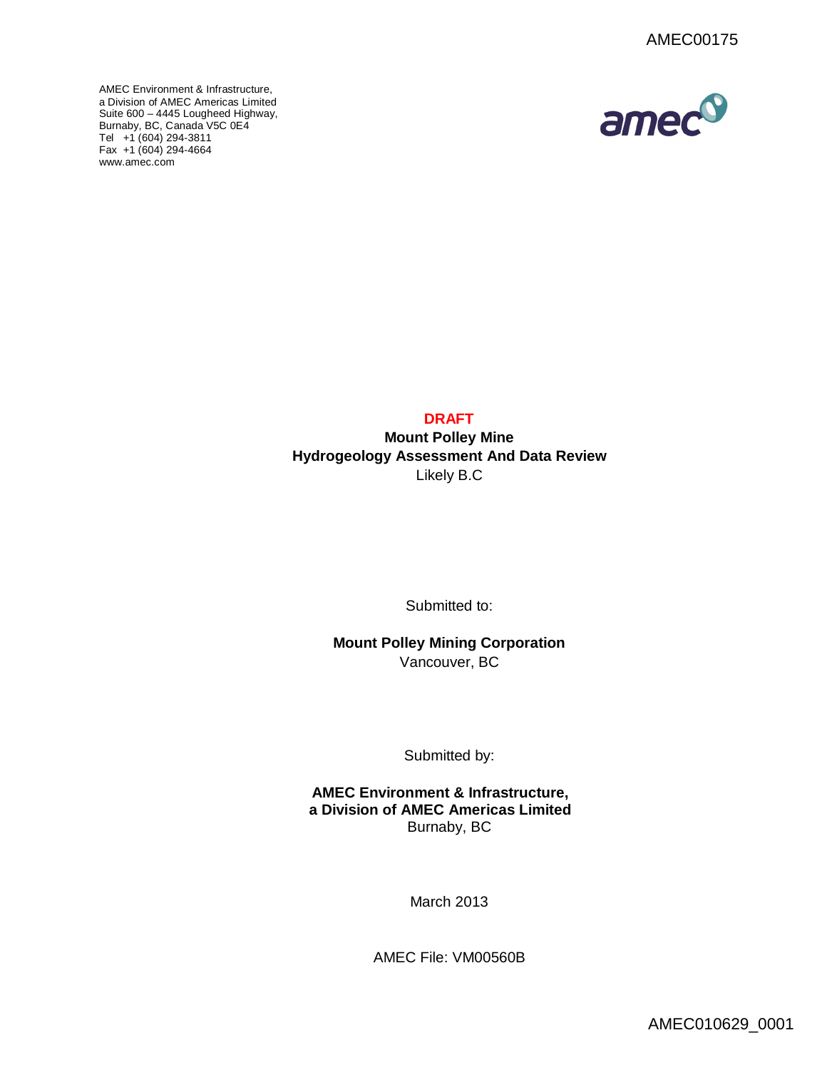AMEC00175

AMEC Environment & Infrastructure,
a Division of AMEC Americas Limited
Suite 600 – 4445 Lougheed Highway,
Burnaby, BC, Canada V5C 0E4
Tel +1 (604) 294-3811
Fax +1 (604) 294-4664
www.amec.com

**DRAFT**

**Mount Polley Mine**
**Hydrogeology Assessment And Data Review**
Likely B.C

Submitted to:

**Mount Polley Mining Corporation**
Vancouver, BC

Submitted by:

**AMEC Environment & Infrastructure,**
**a Division of AMEC Americas Limited**
Burnaby, BC

March 2013

AMEC File: VM00560B

AMEC010629_0001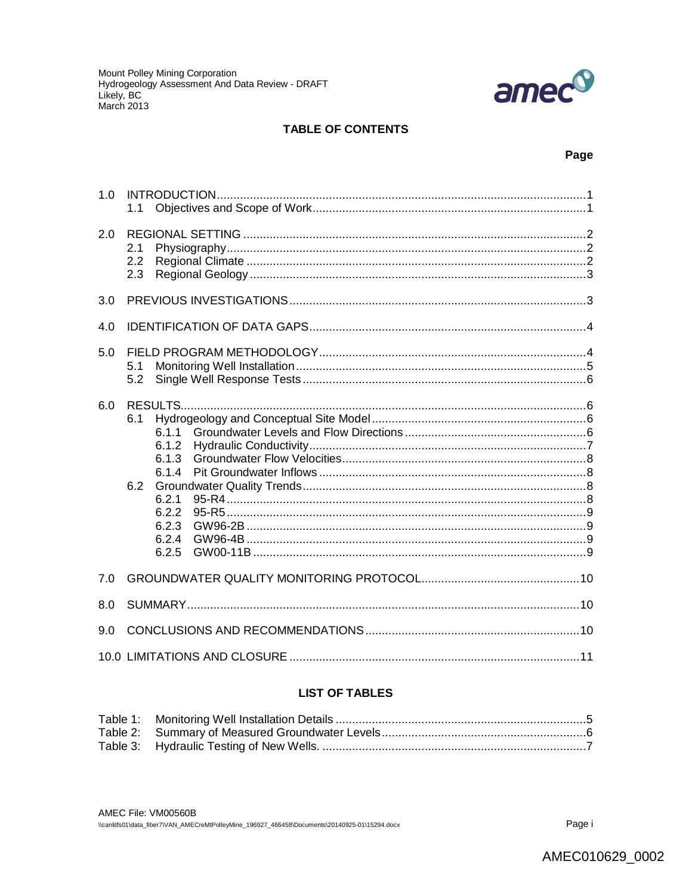## TABLE OF CONTENTS

| | Page |
|---|---|
| 1.0 INTRODUCTION | 1 |
| 1.1 Objectives and Scope of Work | 1 |
| 2.0 REGIONAL SETTING | 2 |
| 2.1 Physiography | 2 |
| 2.2 Regional Climate | 2 |
| 2.3 Regional Geology | 3 |
| 3.0 PREVIOUS INVESTIGATIONS | 3 |
| 4.0 IDENTIFICATION OF DATA GAPS | 4 |
| 5.0 FIELD PROGRAM METHODOLOGY | 4 |
| 5.1 Monitoring Well Installation | 5 |
| 5.2 Single Well Response Tests | 6 |
| 6.0 RESULTS | 6 |
| 6.1 Hydrogeology and Conceptual Site Model | 6 |
| 6.1.1 Groundwater Levels and Flow Directions | 6 |
| 6.1.2 Hydraulic Conductivity | 7 |
| 6.1.3 Groundwater Flow Velocities | 8 |
| 6.1.4 Pit Groundwater Inflows | 8 |
| 6.2 Groundwater Quality Trends | 8 |
| 6.2.1 95-R4 | 8 |
| 6.2.2 95-R5 | 9 |
| 6.2.3 GW96-2B | 9 |
| 6.2.4 GW96-4B | 9 |
| 6.2.5 GW00-11B | 9 |
| 7.0 GROUNDWATER QUALITY MONITORING PROTOCOL | 10 |
| 8.0 SUMMARY | 10 |
| 9.0 CONCLUSIONS AND RECOMMENDATIONS | 10 |
| 10.0 LIMITATIONS AND CLOSURE | 11 |

## LIST OF TABLES

| | |
|---|---|
| Table 1: Monitoring Well Installation Details | 5 |
| Table 2: Summary of Measured Groundwater Levels | 6 |
| Table 3: Hydraulic Testing of New Wells. | 7 |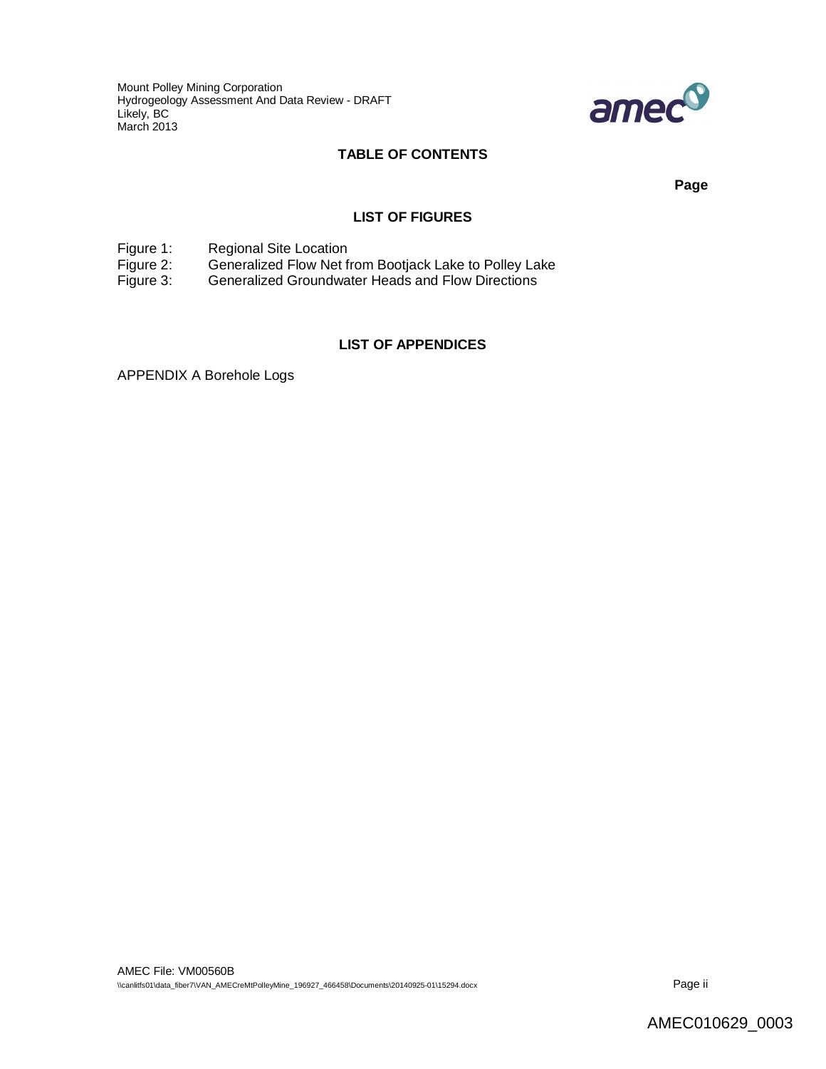## TABLE OF CONTENTS

**Page**

### LIST OF FIGURES

Figure 1: Regional Site Location
Figure 2: Generalized Flow Net from Bootjack Lake to Polley Lake
Figure 3: Generalized Groundwater Heads and Flow Directions

### LIST OF APPENDICES

APPENDIX A Borehole Logs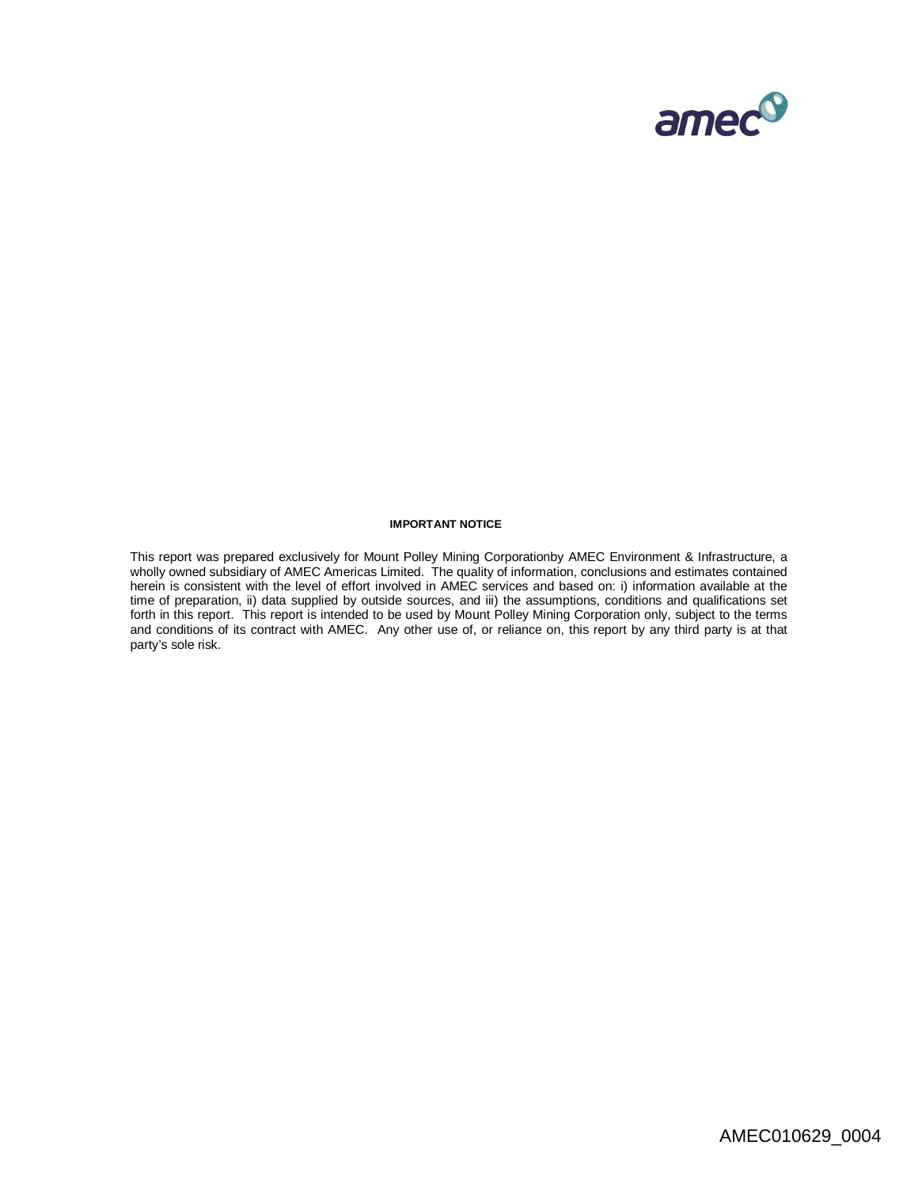**IMPORTANT NOTICE**

This report was prepared exclusively for Mount Polley Mining Corporationby AMEC Environment & Infrastructure, a wholly owned subsidiary of AMEC Americas Limited. The quality of information, conclusions and estimates contained herein is consistent with the level of effort involved in AMEC services and based on: i) information available at the time of preparation, ii) data supplied by outside sources, and iii) the assumptions, conditions and qualifications set forth in this report. This report is intended to be used by Mount Polley Mining Corporation only, subject to the terms and conditions of its contract with AMEC. Any other use of, or reliance on, this report by any third party is at that party's sole risk.

AMEC010629_0004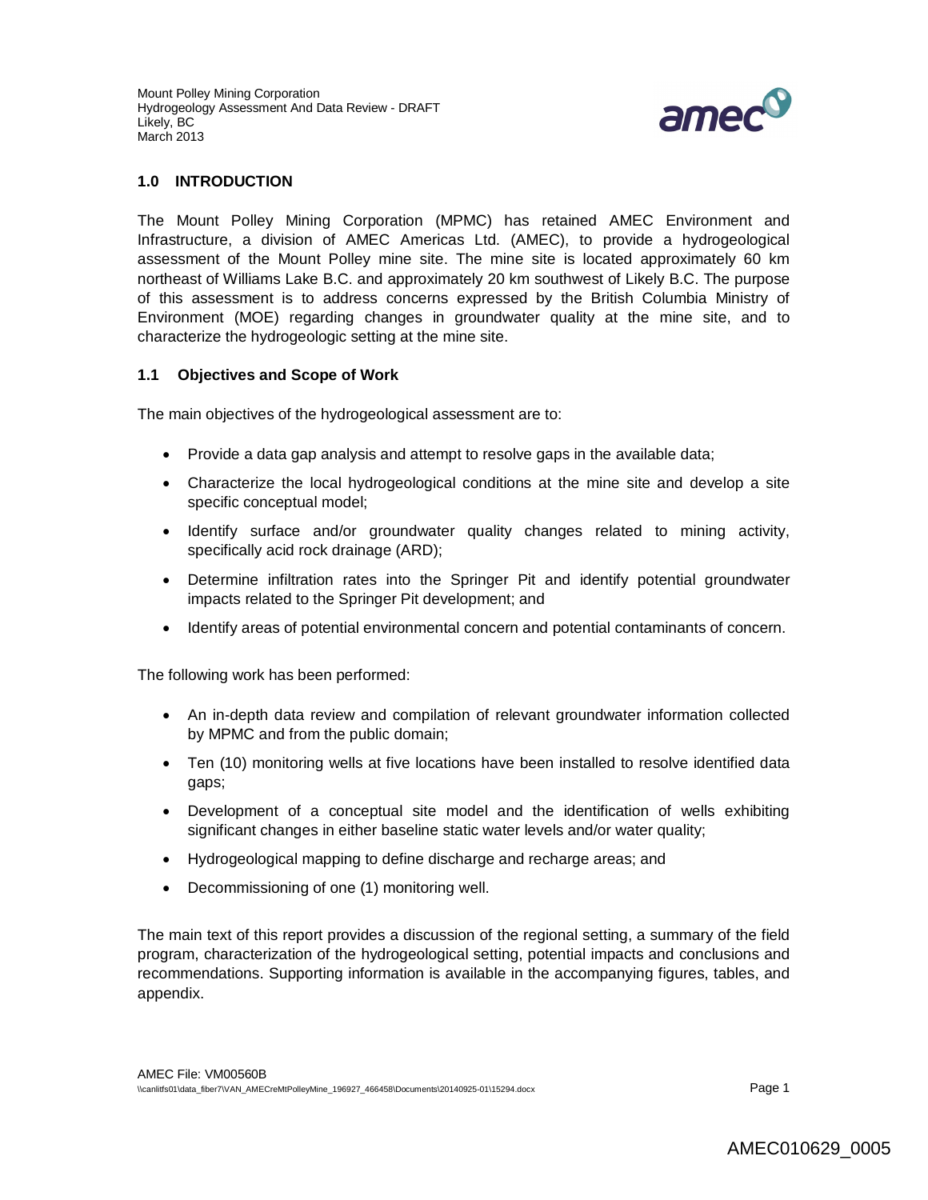## 1.0 INTRODUCTION

The Mount Polley Mining Corporation (MPMC) has retained AMEC Environment and Infrastructure, a division of AMEC Americas Ltd. (AMEC), to provide a hydrogeological assessment of the Mount Polley mine site. The mine site is located approximately 60 km northeast of Williams Lake B.C. and approximately 20 km southwest of Likely B.C. The purpose of this assessment is to address concerns expressed by the British Columbia Ministry of Environment (MOE) regarding changes in groundwater quality at the mine site, and to characterize the hydrogeologic setting at the mine site.

### 1.1 Objectives and Scope of Work

The main objectives of the hydrogeological assessment are to:

- Provide a data gap analysis and attempt to resolve gaps in the available data;
- Characterize the local hydrogeological conditions at the mine site and develop a site specific conceptual model;
- Identify surface and/or groundwater quality changes related to mining activity, specifically acid rock drainage (ARD);
- Determine infiltration rates into the Springer Pit and identify potential groundwater impacts related to the Springer Pit development; and
- Identify areas of potential environmental concern and potential contaminants of concern.

The following work has been performed:

- An in-depth data review and compilation of relevant groundwater information collected by MPMC and from the public domain;
- Ten (10) monitoring wells at five locations have been installed to resolve identified data gaps;
- Development of a conceptual site model and the identification of wells exhibiting significant changes in either baseline static water levels and/or water quality;
- Hydrogeological mapping to define discharge and recharge areas; and
- Decommissioning of one (1) monitoring well.

The main text of this report provides a discussion of the regional setting, a summary of the field program, characterization of the hydrogeological setting, potential impacts and conclusions and recommendations. Supporting information is available in the accompanying figures, tables, and appendix.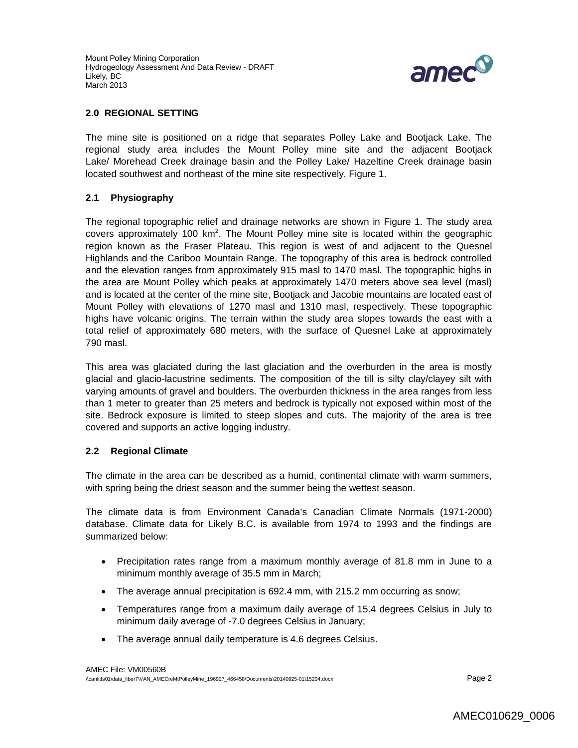## 2.0 REGIONAL SETTING

The mine site is positioned on a ridge that separates Polley Lake and Bootjack Lake. The regional study area includes the Mount Polley mine site and the adjacent Bootjack Lake/ Morehead Creek drainage basin and the Polley Lake/ Hazeltine Creek drainage basin located southwest and northeast of the mine site respectively, Figure 1.

### 2.1 Physiography

The regional topographic relief and drainage networks are shown in Figure 1. The study area covers approximately 100 $km^2$. The Mount Polley mine site is located within the geographic region known as the Fraser Plateau. This region is west of and adjacent to the Quesnel Highlands and the Cariboo Mountain Range. The topography of this area is bedrock controlled and the elevation ranges from approximately 915 masl to 1470 masl. The topographic highs in the area are Mount Polley which peaks at approximately 1470 meters above sea level (masl) and is located at the center of the mine site, Bootjack and Jacobie mountains are located east of Mount Polley with elevations of 1270 masl and 1310 masl, respectively. These topographic highs have volcanic origins. The terrain within the study area slopes towards the east with a total relief of approximately 680 meters, with the surface of Quesnel Lake at approximately 790 masl.

This area was glaciated during the last glaciation and the overburden in the area is mostly glacial and glacio-lacustrine sediments. The composition of the till is silty clay/clayey silt with varying amounts of gravel and boulders. The overburden thickness in the area ranges from less than 1 meter to greater than 25 meters and bedrock is typically not exposed within most of the site. Bedrock exposure is limited to steep slopes and cuts. The majority of the area is tree covered and supports an active logging industry.

### 2.2 Regional Climate

The climate in the area can be described as a humid, continental climate with warm summers, with spring being the driest season and the summer being the wettest season.

The climate data is from Environment Canada's Canadian Climate Normals (1971-2000) database. Climate data for Likely B.C. is available from 1974 to 1993 and the findings are summarized below:

- Precipitation rates range from a maximum monthly average of 81.8 mm in June to a minimum monthly average of 35.5 mm in March;
- The average annual precipitation is 692.4 mm, with 215.2 mm occurring as snow;
- Temperatures range from a maximum daily average of 15.4 degrees Celsius in July to minimum daily average of -7.0 degrees Celsius in January;
- The average annual daily temperature is 4.6 degrees Celsius.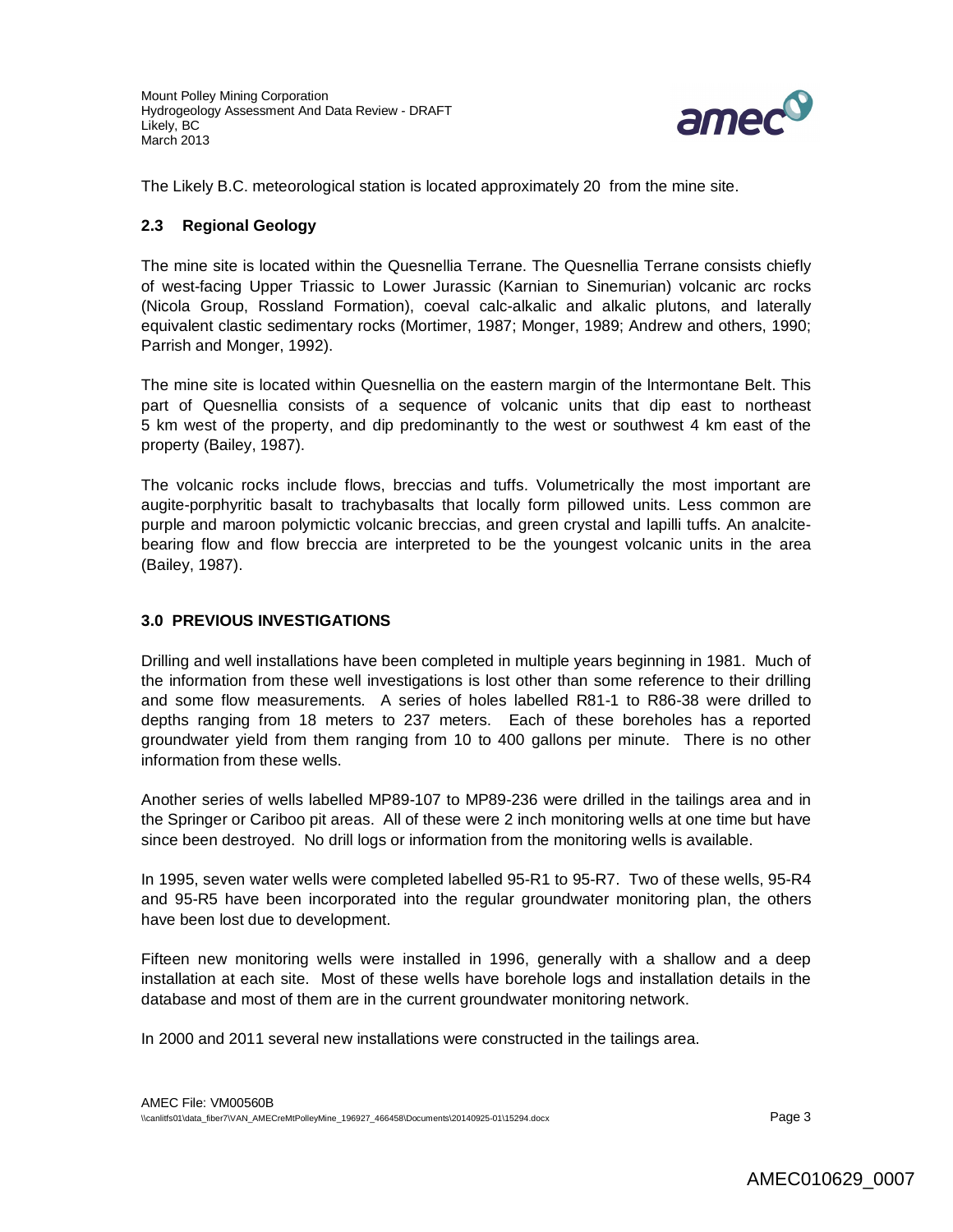The Likely B.C. meteorological station is located approximately 20  from the mine site.

### 2.3 Regional Geology

The mine site is located within the Quesnellia Terrane. The Quesnellia Terrane consists chiefly of west-facing Upper Triassic to Lower Jurassic (Karnian to Sinemurian) volcanic arc rocks (Nicola Group, Rossland Formation), coeval calc-alkalic and alkalic plutons, and laterally equivalent clastic sedimentary rocks (Mortimer, 1987; Monger, 1989; Andrew and others, 1990; Parrish and Monger, 1992).

The mine site is located within Quesnellia on the eastern margin of the lntermontane Belt. This part of Quesnellia consists of a sequence of volcanic units that dip east to northeast 5 km west of the property, and dip predominantly to the west or southwest 4 km east of the property (Bailey, 1987).

The volcanic rocks include flows, breccias and tuffs. Volumetrically the most important are augite-porphyritic basalt to trachybasalts that locally form pillowed units. Less common are purple and maroon polymictic volcanic breccias, and green crystal and lapilli tuffs. An analcite-bearing flow and flow breccia are interpreted to be the youngest volcanic units in the area (Bailey, 1987).

## 3.0 PREVIOUS INVESTIGATIONS

Drilling and well installations have been completed in multiple years beginning in 1981. Much of the information from these well investigations is lost other than some reference to their drilling and some flow measurements. A series of holes labelled R81-1 to R86-38 were drilled to depths ranging from 18 meters to 237 meters. Each of these boreholes has a reported groundwater yield from them ranging from 10 to 400 gallons per minute. There is no other information from these wells.

Another series of wells labelled MP89-107 to MP89-236 were drilled in the tailings area and in the Springer or Cariboo pit areas. All of these were 2 inch monitoring wells at one time but have since been destroyed. No drill logs or information from the monitoring wells is available.

In 1995, seven water wells were completed labelled 95-R1 to 95-R7. Two of these wells, 95-R4 and 95-R5 have been incorporated into the regular groundwater monitoring plan, the others have been lost due to development.

Fifteen new monitoring wells were installed in 1996, generally with a shallow and a deep installation at each site. Most of these wells have borehole logs and installation details in the database and most of them are in the current groundwater monitoring network.

In 2000 and 2011 several new installations were constructed in the tailings area.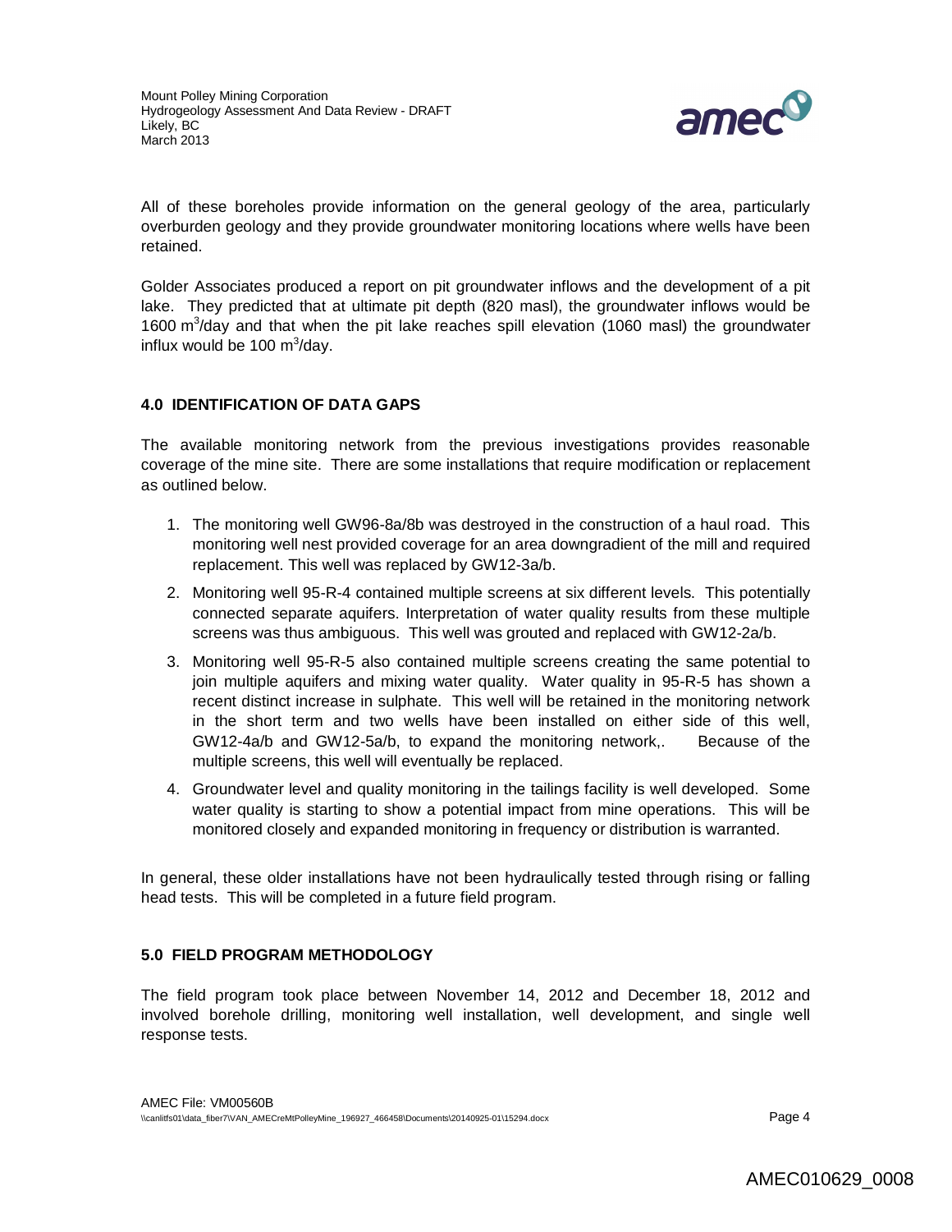All of these boreholes provide information on the general geology of the area, particularly overburden geology and they provide groundwater monitoring locations where wells have been retained.

Golder Associates produced a report on pit groundwater inflows and the development of a pit lake. They predicted that at ultimate pit depth (820 masl), the groundwater inflows would be 1600 $m^3$/day and that when the pit lake reaches spill elevation (1060 masl) the groundwater influx would be 100 $m^3$/day.

## 4.0 IDENTIFICATION OF DATA GAPS

The available monitoring network from the previous investigations provides reasonable coverage of the mine site. There are some installations that require modification or replacement as outlined below.

1. The monitoring well GW96-8a/8b was destroyed in the construction of a haul road. This monitoring well nest provided coverage for an area downgradient of the mill and required replacement. This well was replaced by GW12-3a/b.
2. Monitoring well 95-R-4 contained multiple screens at six different levels. This potentially connected separate aquifers. Interpretation of water quality results from these multiple screens was thus ambiguous. This well was grouted and replaced with GW12-2a/b.
3. Monitoring well 95-R-5 also contained multiple screens creating the same potential to join multiple aquifers and mixing water quality. Water quality in 95-R-5 has shown a recent distinct increase in sulphate. This well will be retained in the monitoring network in the short term and two wells have been installed on either side of this well, GW12-4a/b and GW12-5a/b, to expand the monitoring network,. Because of the multiple screens, this well will eventually be replaced.
4. Groundwater level and quality monitoring in the tailings facility is well developed. Some water quality is starting to show a potential impact from mine operations. This will be monitored closely and expanded monitoring in frequency or distribution is warranted.

In general, these older installations have not been hydraulically tested through rising or falling head tests. This will be completed in a future field program.

## 5.0 FIELD PROGRAM METHODOLOGY

The field program took place between November 14, 2012 and December 18, 2012 and involved borehole drilling, monitoring well installation, well development, and single well response tests.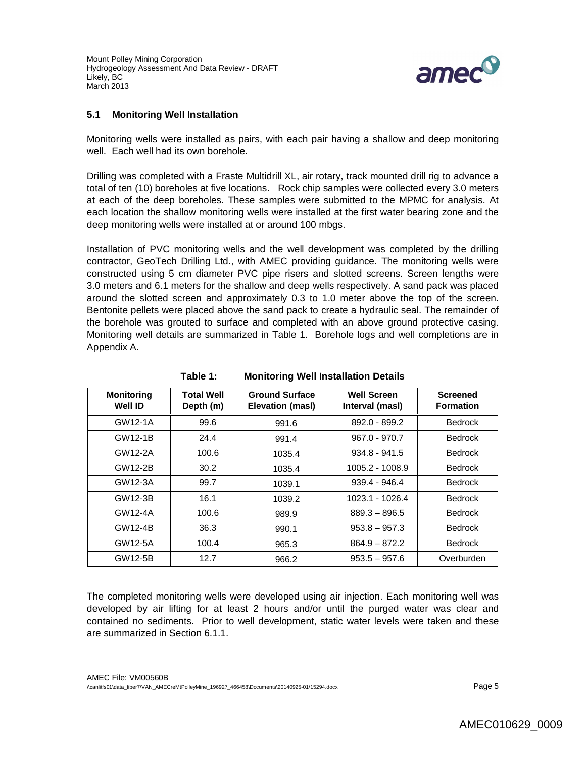### 5.1 Monitoring Well Installation

Monitoring wells were installed as pairs, with each pair having a shallow and deep monitoring well. Each well had its own borehole.

Drilling was completed with a Fraste Multidrill XL, air rotary, track mounted drill rig to advance a total of ten (10) boreholes at five locations. Rock chip samples were collected every 3.0 meters at each of the deep boreholes. These samples were submitted to the MPMC for analysis. At each location the shallow monitoring wells were installed at the first water bearing zone and the deep monitoring wells were installed at or around 100 mbgs.

Installation of PVC monitoring wells and the well development was completed by the drilling contractor, GeoTech Drilling Ltd., with AMEC providing guidance. The monitoring wells were constructed using 5 cm diameter PVC pipe risers and slotted screens. Screen lengths were 3.0 meters and 6.1 meters for the shallow and deep wells respectively. A sand pack was placed around the slotted screen and approximately 0.3 to 1.0 meter above the top of the screen. Bentonite pellets were placed above the sand pack to create a hydraulic seal. The remainder of the borehole was grouted to surface and completed with an above ground protective casing. Monitoring well details are summarized in Table 1. Borehole logs and well completions are in Appendix A.

**Table 1: Monitoring Well Installation Details**

| Monitoring Well ID | Total Well Depth (m) | Ground Surface Elevation (masl) | Well Screen Interval (masl) | Screened Formation |
|---|---|---|---|---|
| GW12-1A | 99.6 | 991.6 | 892.0 - 899.2 | Bedrock |
| GW12-1B | 24.4 | 991.4 | 967.0 - 970.7 | Bedrock |
| GW12-2A | 100.6 | 1035.4 | 934.8 - 941.5 | Bedrock |
| GW12-2B | 30.2 | 1035.4 | 1005.2 - 1008.9 | Bedrock |
| GW12-3A | 99.7 | 1039.1 | 939.4 - 946.4 | Bedrock |
| GW12-3B | 16.1 | 1039.2 | 1023.1 - 1026.4 | Bedrock |
| GW12-4A | 100.6 | 989.9 | 889.3 – 896.5 | Bedrock |
| GW12-4B | 36.3 | 990.1 | 953.8 – 957.3 | Bedrock |
| GW12-5A | 100.4 | 965.3 | 864.9 – 872.2 | Bedrock |
| GW12-5B | 12.7 | 966.2 | 953.5 – 957.6 | Overburden |

The completed monitoring wells were developed using air injection. Each monitoring well was developed by air lifting for at least 2 hours and/or until the purged water was clear and contained no sediments. Prior to well development, static water levels were taken and these are summarized in Section 6.1.1.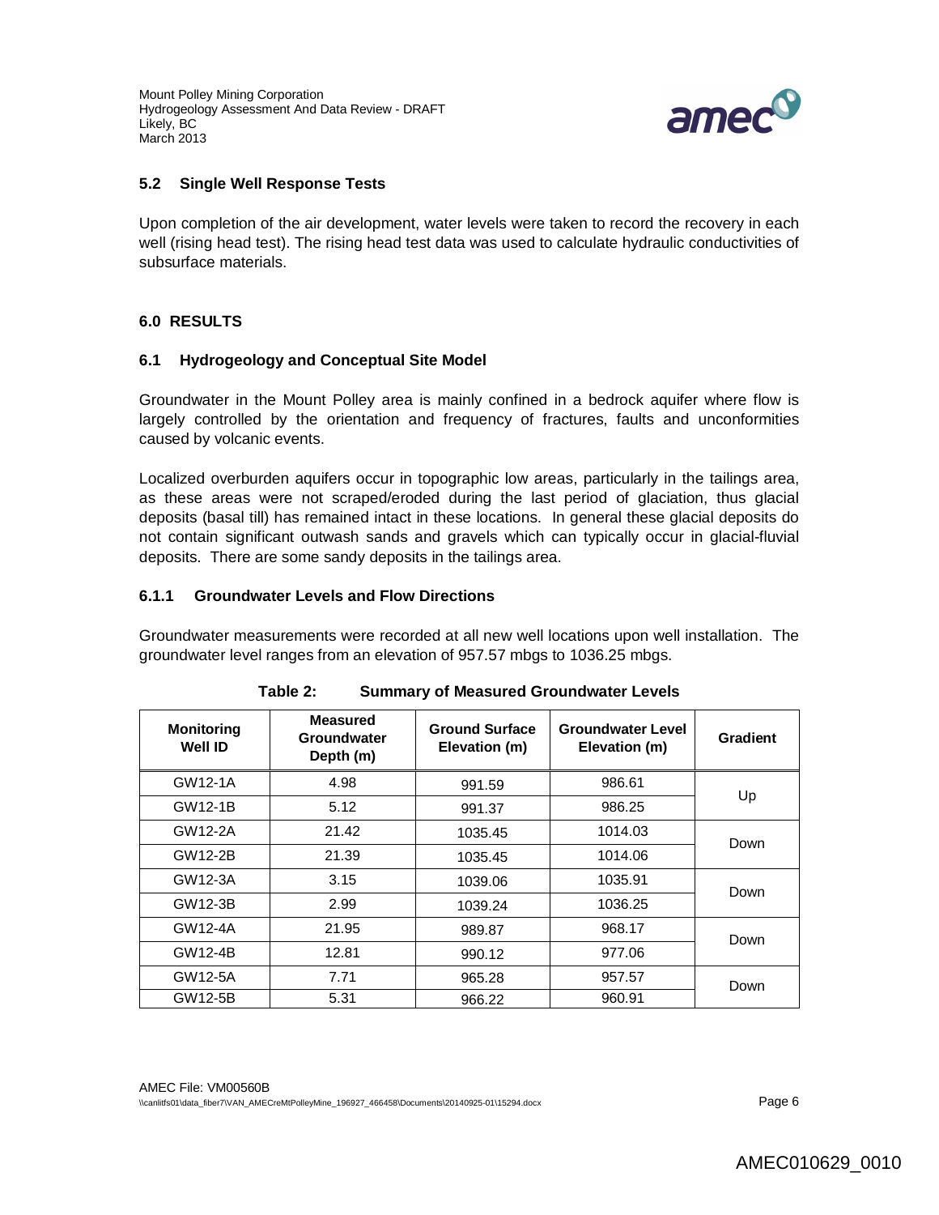## 5.2 Single Well Response Tests

Upon completion of the air development, water levels were taken to record the recovery in each well (rising head test). The rising head test data was used to calculate hydraulic conductivities of subsurface materials.

# 6.0 RESULTS

## 6.1 Hydrogeology and Conceptual Site Model

Groundwater in the Mount Polley area is mainly confined in a bedrock aquifer where flow is largely controlled by the orientation and frequency of fractures, faults and unconformities caused by volcanic events.

Localized overburden aquifers occur in topographic low areas, particularly in the tailings area, as these areas were not scraped/eroded during the last period of glaciation, thus glacial deposits (basal till) has remained intact in these locations. In general these glacial deposits do not contain significant outwash sands and gravels which can typically occur in glacial-fluvial deposits. There are some sandy deposits in the tailings area.

### 6.1.1 Groundwater Levels and Flow Directions

Groundwater measurements were recorded at all new well locations upon well installation. The groundwater level ranges from an elevation of 957.57 mbgs to 1036.25 mbgs.

**Table 2: Summary of Measured Groundwater Levels**

| Monitoring Well ID | Measured Groundwater Depth (m) | Ground Surface Elevation (m) | Groundwater Level Elevation (m) | Gradient |
|---|---|---|---|---|
| GW12-1A | 4.98 | 991.59 | 986.61 | Up |
| GW12-1B | 5.12 | 991.37 | 986.25 | |
| GW12-2A | 21.42 | 1035.45 | 1014.03 | Down |
| GW12-2B | 21.39 | 1035.45 | 1014.06 | |
| GW12-3A | 3.15 | 1039.06 | 1035.91 | Down |
| GW12-3B | 2.99 | 1039.24 | 1036.25 | |
| GW12-4A | 21.95 | 989.87 | 968.17 | Down |
| GW12-4B | 12.81 | 990.12 | 977.06 | |
| GW12-5A | 7.71 | 965.28 | 957.57 | Down |
| GW12-5B | 5.31 | 966.22 | 960.91 | |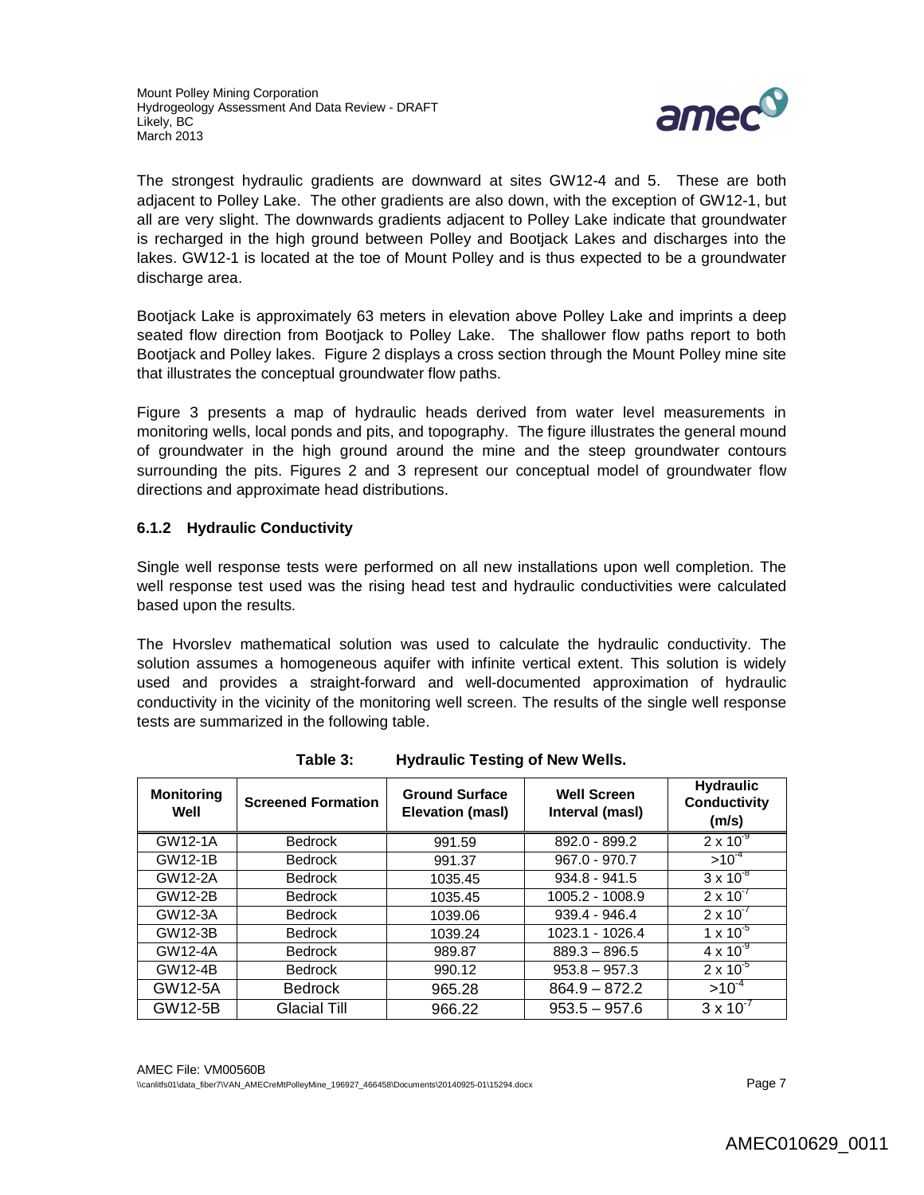The strongest hydraulic gradients are downward at sites GW12-4 and 5. These are both adjacent to Polley Lake. The other gradients are also down, with the exception of GW12-1, but all are very slight. The downwards gradients adjacent to Polley Lake indicate that groundwater is recharged in the high ground between Polley and Bootjack Lakes and discharges into the lakes. GW12-1 is located at the toe of Mount Polley and is thus expected to be a groundwater discharge area.

Bootjack Lake is approximately 63 meters in elevation above Polley Lake and imprints a deep seated flow direction from Bootjack to Polley Lake. The shallower flow paths report to both Bootjack and Polley lakes. Figure 2 displays a cross section through the Mount Polley mine site that illustrates the conceptual groundwater flow paths.

Figure 3 presents a map of hydraulic heads derived from water level measurements in monitoring wells, local ponds and pits, and topography. The figure illustrates the general mound of groundwater in the high ground around the mine and the steep groundwater contours surrounding the pits. Figures 2 and 3 represent our conceptual model of groundwater flow directions and approximate head distributions.

### 6.1.2 Hydraulic Conductivity

Single well response tests were performed on all new installations upon well completion. The well response test used was the rising head test and hydraulic conductivities were calculated based upon the results.

The Hvorslev mathematical solution was used to calculate the hydraulic conductivity. The solution assumes a homogeneous aquifer with infinite vertical extent. This solution is widely used and provides a straight-forward and well-documented approximation of hydraulic conductivity in the vicinity of the monitoring well screen. The results of the single well response tests are summarized in the following table.

**Table 3: Hydraulic Testing of New Wells.**

| Monitoring Well | Screened Formation | Ground Surface Elevation (masl) | Well Screen Interval (masl) | Hydraulic Conductivity (m/s) |
|---|---|---|---|---|
| GW12-1A | Bedrock | 991.59 | 892.0 - 899.2 | $2 \times 10^{-9}$ |
| GW12-1B | Bedrock | 991.37 | 967.0 - 970.7 | $>10^{-4}$ |
| GW12-2A | Bedrock | 1035.45 | 934.8 - 941.5 | $3 \times 10^{-8}$ |
| GW12-2B | Bedrock | 1035.45 | 1005.2 - 1008.9 | $2 \times 10^{-7}$ |
| GW12-3A | Bedrock | 1039.06 | 939.4 - 946.4 | $2 \times 10^{-7}$ |
| GW12-3B | Bedrock | 1039.24 | 1023.1 - 1026.4 | $1 \times 10^{-5}$ |
| GW12-4A | Bedrock | 989.87 | 889.3 – 896.5 | $4 \times 10^{-9}$ |
| GW12-4B | Bedrock | 990.12 | 953.8 – 957.3 | $2 \times 10^{-5}$ |
| GW12-5A | Bedrock | 965.28 | 864.9 – 872.2 | $>10^{-4}$ |
| GW12-5B | Glacial Till | 966.22 | 953.5 – 957.6 | $3 \times 10^{-7}$ |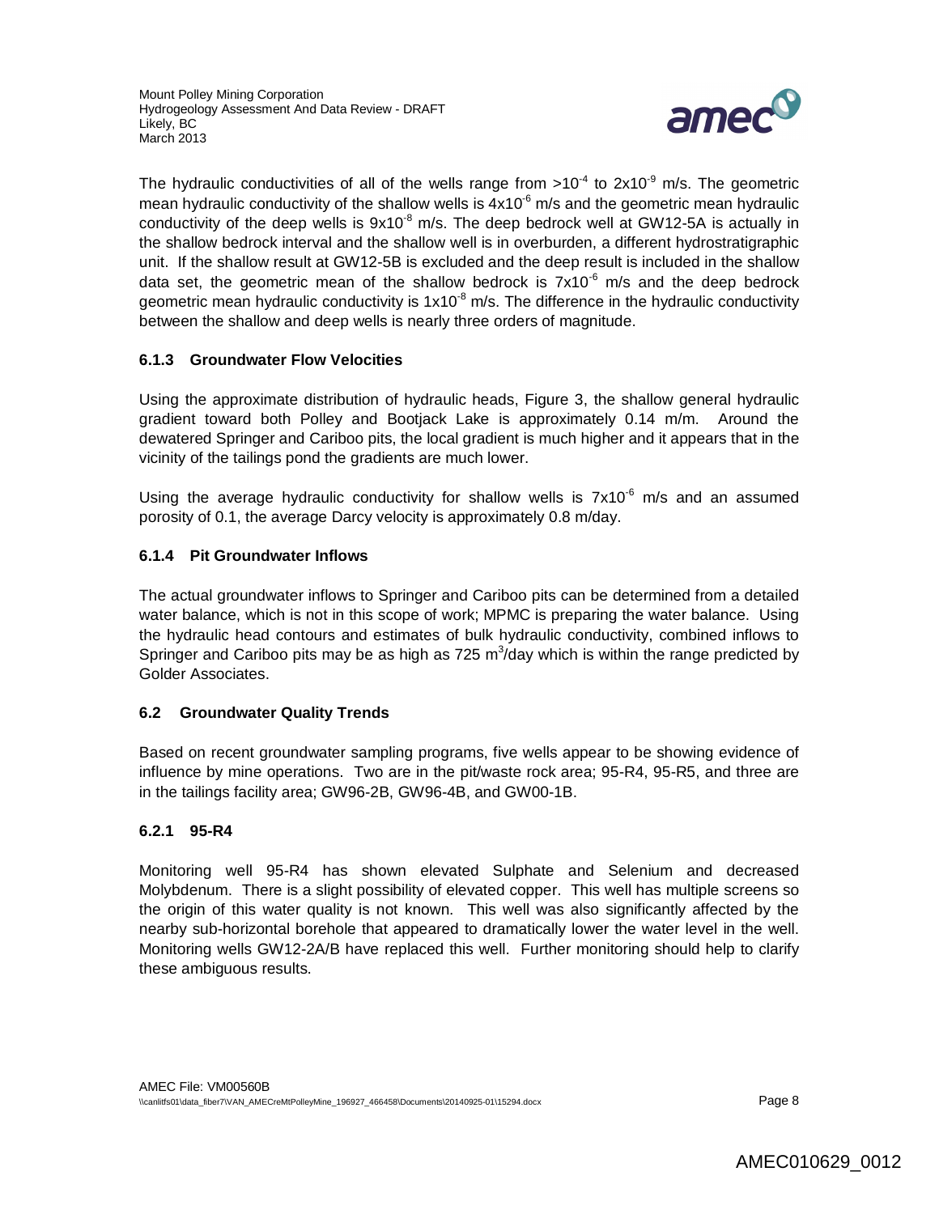The hydraulic conductivities of all of the wells range from $>10^{-4}$ to $2x10^{-9}$ m/s. The geometric mean hydraulic conductivity of the shallow wells is $4x10^{-6}$ m/s and the geometric mean hydraulic conductivity of the deep wells is $9x10^{-8}$ m/s. The deep bedrock well at GW12-5A is actually in the shallow bedrock interval and the shallow well is in overburden, a different hydrostratigraphic unit. If the shallow result at GW12-5B is excluded and the deep result is included in the shallow data set, the geometric mean of the shallow bedrock is $7x10^{-6}$ m/s and the deep bedrock geometric mean hydraulic conductivity is $1x10^{-8}$ m/s. The difference in the hydraulic conductivity between the shallow and deep wells is nearly three orders of magnitude.

### 6.1.3 Groundwater Flow Velocities

Using the approximate distribution of hydraulic heads, Figure 3, the shallow general hydraulic gradient toward both Polley and Bootjack Lake is approximately 0.14 m/m. Around the dewatered Springer and Cariboo pits, the local gradient is much higher and it appears that in the vicinity of the tailings pond the gradients are much lower.

Using the average hydraulic conductivity for shallow wells is $7x10^{-6}$ m/s and an assumed porosity of 0.1, the average Darcy velocity is approximately 0.8 m/day.

### 6.1.4 Pit Groundwater Inflows

The actual groundwater inflows to Springer and Cariboo pits can be determined from a detailed water balance, which is not in this scope of work; MPMC is preparing the water balance. Using the hydraulic head contours and estimates of bulk hydraulic conductivity, combined inflows to Springer and Cariboo pits may be as high as 725 $m^3$/day which is within the range predicted by Golder Associates.

## 6.2 Groundwater Quality Trends

Based on recent groundwater sampling programs, five wells appear to be showing evidence of influence by mine operations. Two are in the pit/waste rock area; 95-R4, 95-R5, and three are in the tailings facility area; GW96-2B, GW96-4B, and GW00-1B.

### 6.2.1 95-R4

Monitoring well 95-R4 has shown elevated Sulphate and Selenium and decreased Molybdenum. There is a slight possibility of elevated copper. This well has multiple screens so the origin of this water quality is not known. This well was also significantly affected by the nearby sub-horizontal borehole that appeared to dramatically lower the water level in the well. Monitoring wells GW12-2A/B have replaced this well. Further monitoring should help to clarify these ambiguous results.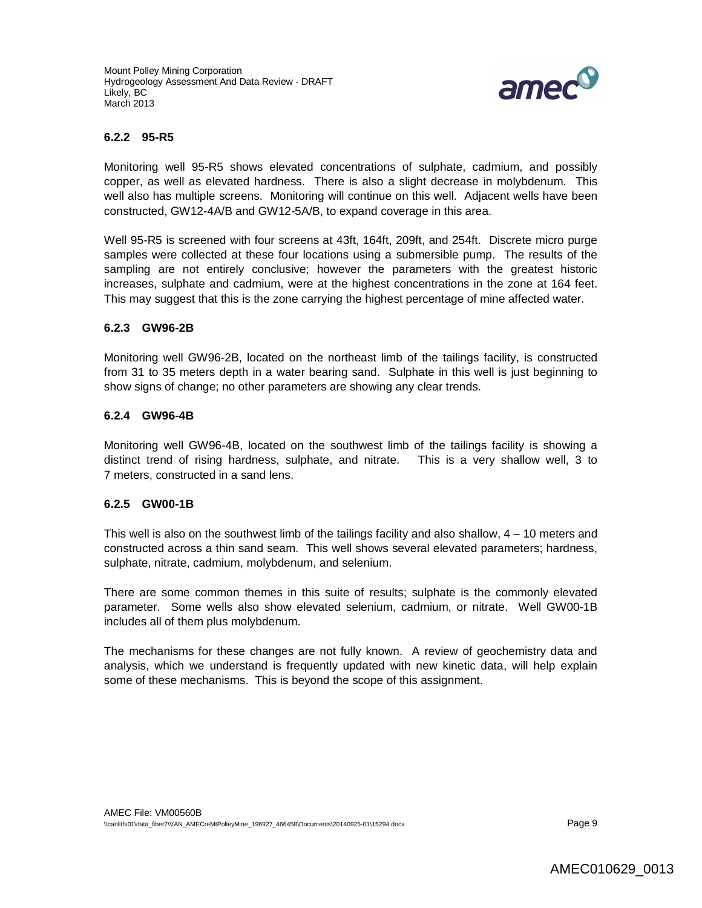### 6.2.2 95-R5

Monitoring well 95-R5 shows elevated concentrations of sulphate, cadmium, and possibly copper, as well as elevated hardness. There is also a slight decrease in molybdenum. This well also has multiple screens. Monitoring will continue on this well. Adjacent wells have been constructed, GW12-4A/B and GW12-5A/B, to expand coverage in this area.

Well 95-R5 is screened with four screens at 43ft, 164ft, 209ft, and 254ft. Discrete micro purge samples were collected at these four locations using a submersible pump. The results of the sampling are not entirely conclusive; however the parameters with the greatest historic increases, sulphate and cadmium, were at the highest concentrations in the zone at 164 feet. This may suggest that this is the zone carrying the highest percentage of mine affected water.

### 6.2.3 GW96-2B

Monitoring well GW96-2B, located on the northeast limb of the tailings facility, is constructed from 31 to 35 meters depth in a water bearing sand. Sulphate in this well is just beginning to show signs of change; no other parameters are showing any clear trends.

### 6.2.4 GW96-4B

Monitoring well GW96-4B, located on the southwest limb of the tailings facility is showing a distinct trend of rising hardness, sulphate, and nitrate. This is a very shallow well, 3 to 7 meters, constructed in a sand lens.

### 6.2.5 GW00-1B

This well is also on the southwest limb of the tailings facility and also shallow, 4 – 10 meters and constructed across a thin sand seam. This well shows several elevated parameters; hardness, sulphate, nitrate, cadmium, molybdenum, and selenium.

There are some common themes in this suite of results; sulphate is the commonly elevated parameter. Some wells also show elevated selenium, cadmium, or nitrate. Well GW00-1B includes all of them plus molybdenum.

The mechanisms for these changes are not fully known. A review of geochemistry data and analysis, which we understand is frequently updated with new kinetic data, will help explain some of these mechanisms. This is beyond the scope of this assignment.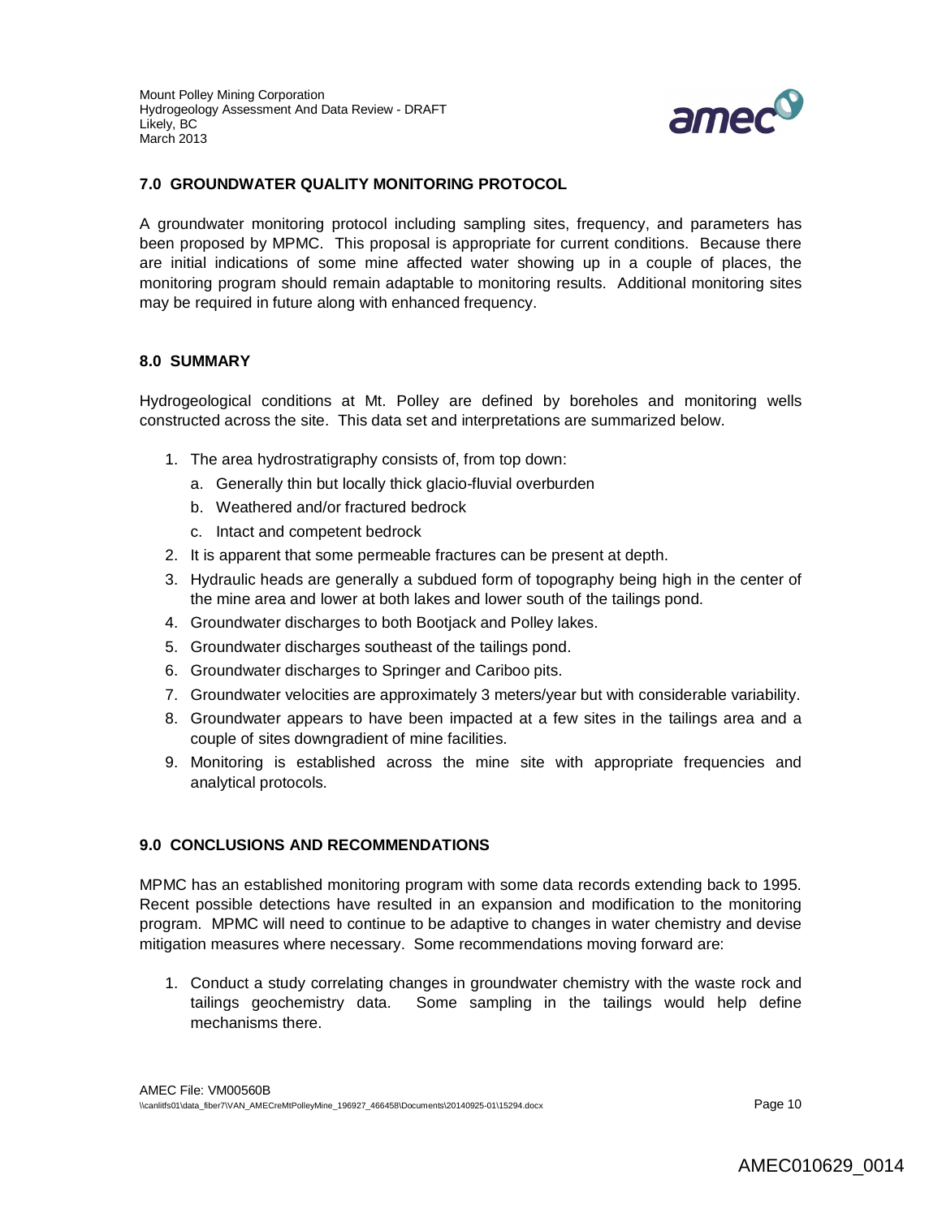## 7.0 GROUNDWATER QUALITY MONITORING PROTOCOL

A groundwater monitoring protocol including sampling sites, frequency, and parameters has been proposed by MPMC. This proposal is appropriate for current conditions. Because there are initial indications of some mine affected water showing up in a couple of places, the monitoring program should remain adaptable to monitoring results. Additional monitoring sites may be required in future along with enhanced frequency.

## 8.0 SUMMARY

Hydrogeological conditions at Mt. Polley are defined by boreholes and monitoring wells constructed across the site. This data set and interpretations are summarized below.

1. The area hydrostratigraphy consists of, from top down:
   a. Generally thin but locally thick glacio-fluvial overburden
   b. Weathered and/or fractured bedrock
   c. Intact and competent bedrock
2. It is apparent that some permeable fractures can be present at depth.
3. Hydraulic heads are generally a subdued form of topography being high in the center of the mine area and lower at both lakes and lower south of the tailings pond.
4. Groundwater discharges to both Bootjack and Polley lakes.
5. Groundwater discharges southeast of the tailings pond.
6. Groundwater discharges to Springer and Cariboo pits.
7. Groundwater velocities are approximately 3 meters/year but with considerable variability.
8. Groundwater appears to have been impacted at a few sites in the tailings area and a couple of sites downgradient of mine facilities.
9. Monitoring is established across the mine site with appropriate frequencies and analytical protocols.

## 9.0 CONCLUSIONS AND RECOMMENDATIONS

MPMC has an established monitoring program with some data records extending back to 1995. Recent possible detections have resulted in an expansion and modification to the monitoring program. MPMC will need to continue to be adaptive to changes in water chemistry and devise mitigation measures where necessary. Some recommendations moving forward are:

1. Conduct a study correlating changes in groundwater chemistry with the waste rock and tailings geochemistry data. Some sampling in the tailings would help define mechanisms there.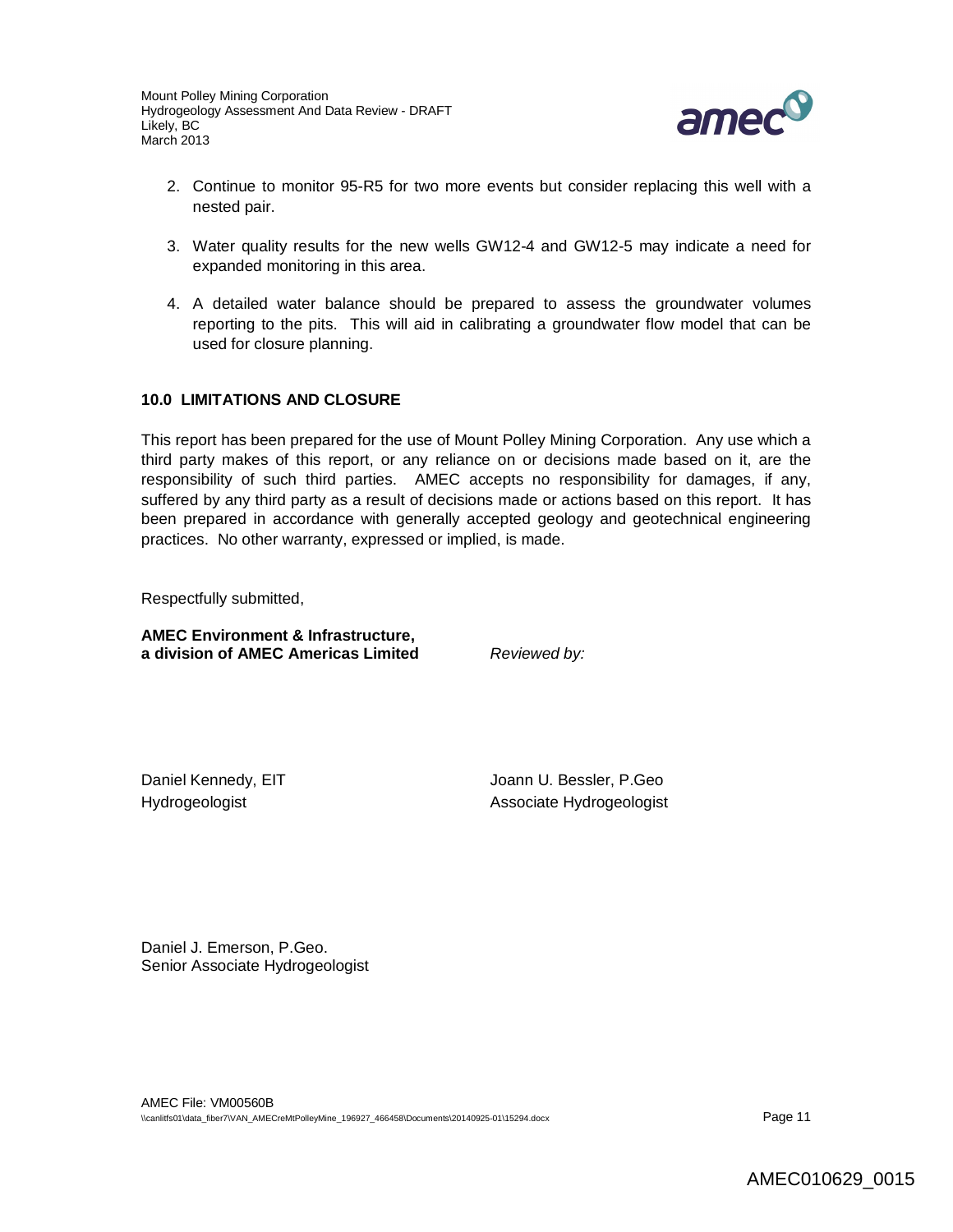2. Continue to monitor 95-R5 for two more events but consider replacing this well with a nested pair.

3. Water quality results for the new wells GW12-4 and GW12-5 may indicate a need for expanded monitoring in this area.

4. A detailed water balance should be prepared to assess the groundwater volumes reporting to the pits. This will aid in calibrating a groundwater flow model that can be used for closure planning.

## 10.0 LIMITATIONS AND CLOSURE

This report has been prepared for the use of Mount Polley Mining Corporation. Any use which a third party makes of this report, or any reliance on or decisions made based on it, are the responsibility of such third parties. AMEC accepts no responsibility for damages, if any, suffered by any third party as a result of decisions made or actions based on this report. It has been prepared in accordance with generally accepted geology and geotechnical engineering practices. No other warranty, expressed or implied, is made.

Respectfully submitted,

**AMEC Environment & Infrastructure,**
**a division of AMEC Americas Limited**

*Reviewed by:*

Daniel Kennedy, EIT
Hydrogeologist

Joann U. Bessler, P.Geo
Associate Hydrogeologist

Daniel J. Emerson, P.Geo.
Senior Associate Hydrogeologist

AMEC File: VM00560B
\\canlitfs01\data_fiber7\VAN_AMECreMtPolleyMine_196927_466458\Documents\20140925-01\15294.docx

AMEC010629_0015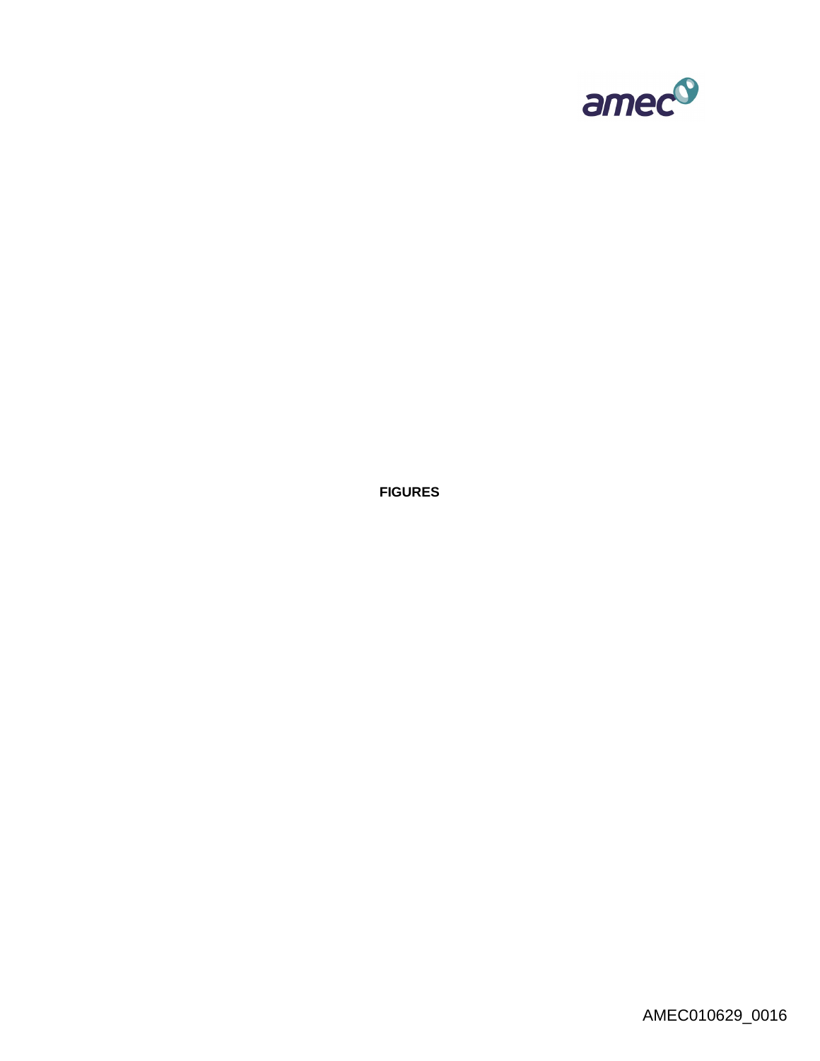**FIGURES**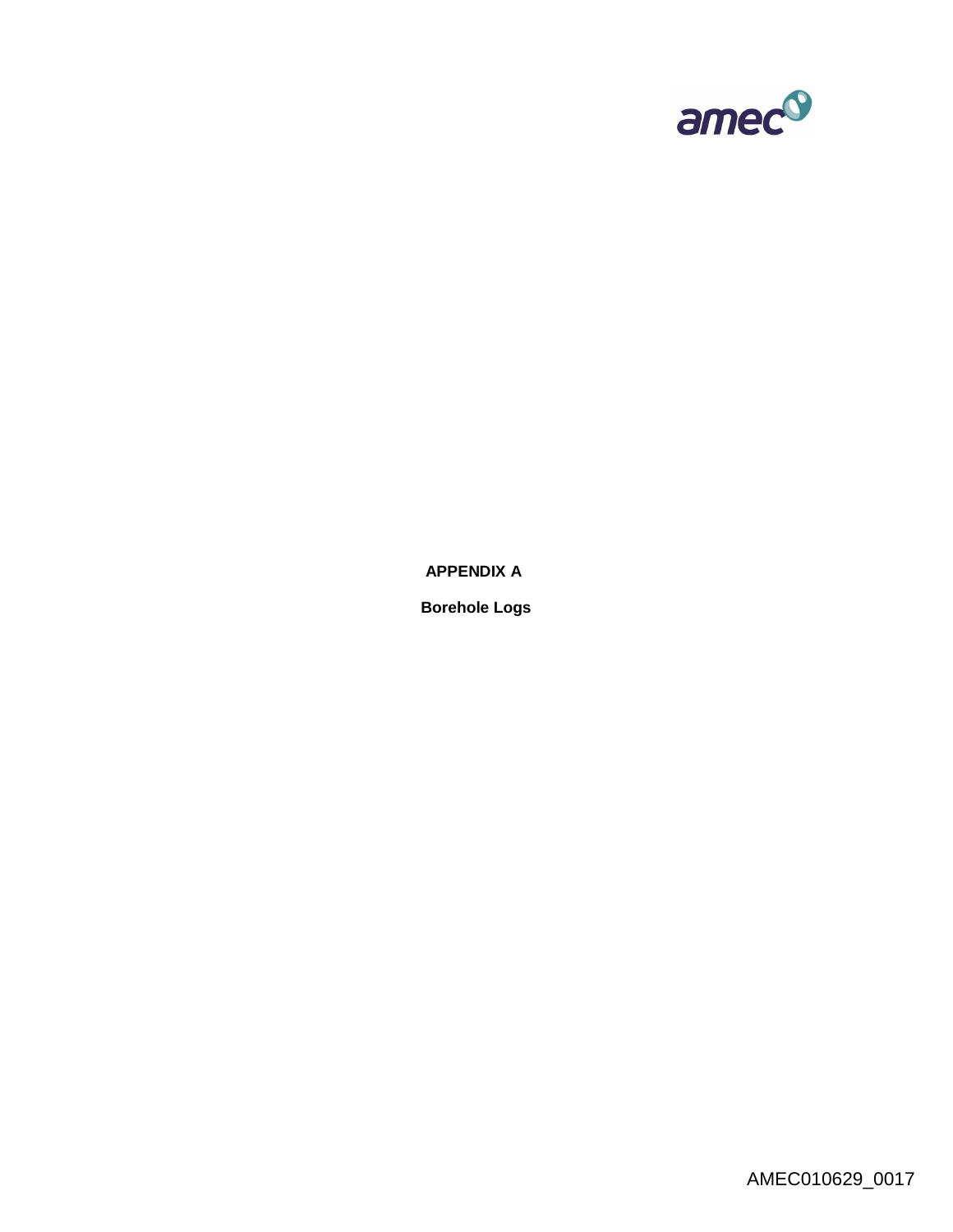**APPENDIX A**

**Borehole Logs**

AMEC010629_0017